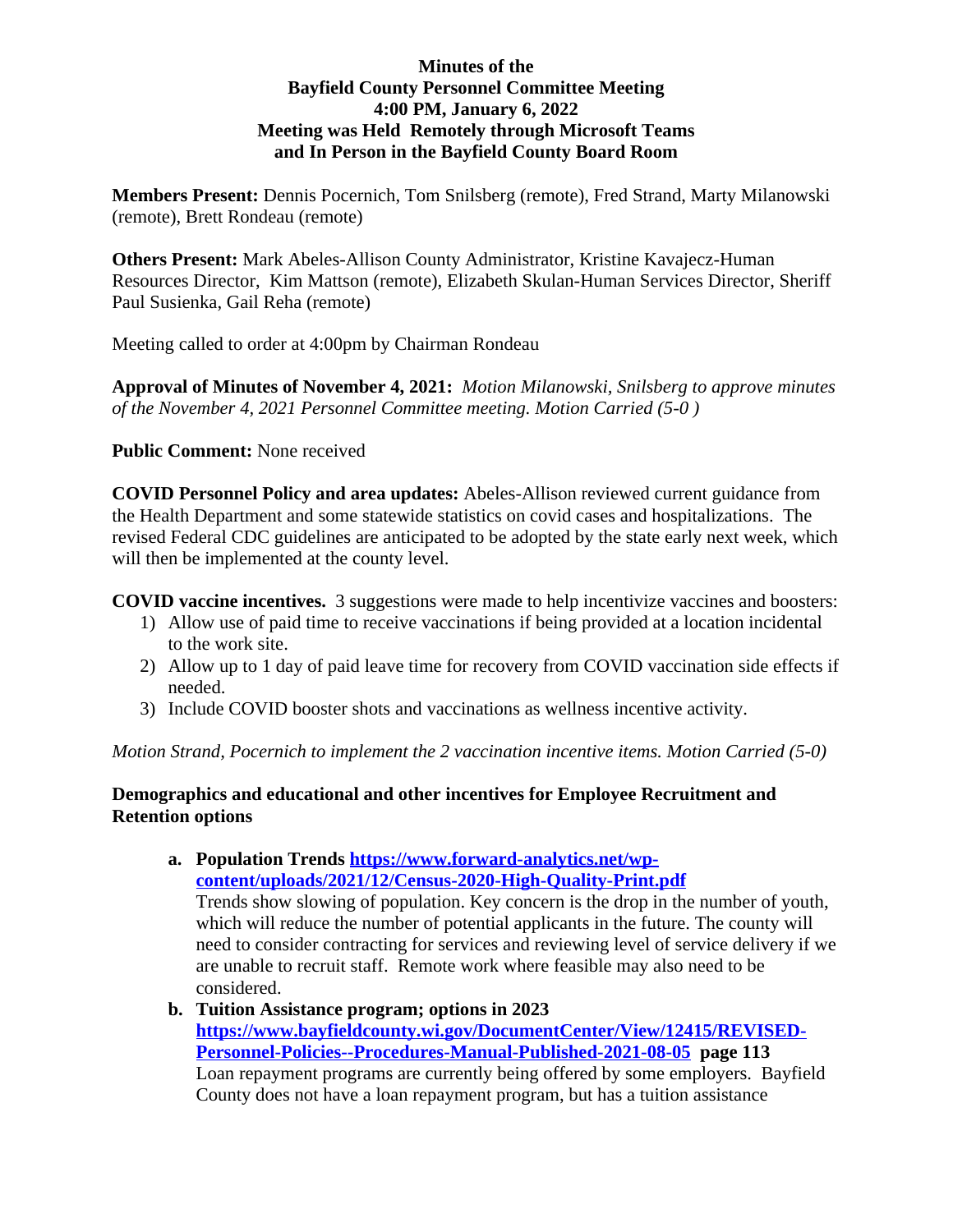**Minutes of the**
**Bayfield County Personnel Committee Meeting**
**4:00 PM, January 6, 2022**
**Meeting was Held Remotely through Microsoft Teams**
**and In Person in the Bayfield County Board Room**

**Members Present:** Dennis Pocernich, Tom Snilsberg (remote), Fred Strand, Marty Milanowski (remote), Brett Rondeau (remote)

**Others Present:** Mark Abeles-Allison County Administrator, Kristine Kavajecz-Human Resources Director, Kim Mattson (remote), Elizabeth Skulan-Human Services Director, Sheriff Paul Susienka, Gail Reha (remote)

Meeting called to order at 4:00pm by Chairman Rondeau

**Approval of Minutes of November 4, 2021:** *Motion Milanowski, Snilsberg to approve minutes of the November 4, 2021 Personnel Committee meeting. Motion Carried (5-0 )*

**Public Comment:** None received

**COVID Personnel Policy and area updates:** Abeles-Allison reviewed current guidance from the Health Department and some statewide statistics on covid cases and hospitalizations. The revised Federal CDC guidelines are anticipated to be adopted by the state early next week, which will then be implemented at the county level.

**COVID vaccine incentives.** 3 suggestions were made to help incentivize vaccines and boosters:

1) Allow use of paid time to receive vaccinations if being provided at a location incidental to the work site.
2) Allow up to 1 day of paid leave time for recovery from COVID vaccination side effects if needed.
3) Include COVID booster shots and vaccinations as wellness incentive activity.

*Motion Strand, Pocernich to implement the 2 vaccination incentive items. Motion Carried (5-0)*

**Demographics and educational and other incentives for Employee Recruitment and Retention options**

a. **Population Trends [https://www.forward-analytics.net/wp-content/uploads/2021/12/Census-2020-High-Quality-Print.pdf](https://www.forward-analytics.net/wp-content/uploads/2021/12/Census-2020-High-Quality-Print.pdf)**
   Trends show slowing of population. Key concern is the drop in the number of youth, which will reduce the number of potential applicants in the future. The county will need to consider contracting for services and reviewing level of service delivery if we are unable to recruit staff. Remote work where feasible may also need to be considered.
b. **Tuition Assistance program; options in 2023 [https://www.bayfieldcounty.wi.gov/DocumentCenter/View/12415/REVISED-Personnel-Policies--Procedures-Manual-Published-2021-08-05](https://www.bayfieldcounty.wi.gov/DocumentCenter/View/12415/REVISED-Personnel-Policies--Procedures-Manual-Published-2021-08-05) page 113**
   Loan repayment programs are currently being offered by some employers. Bayfield County does not have a loan repayment program, but has a tuition assistance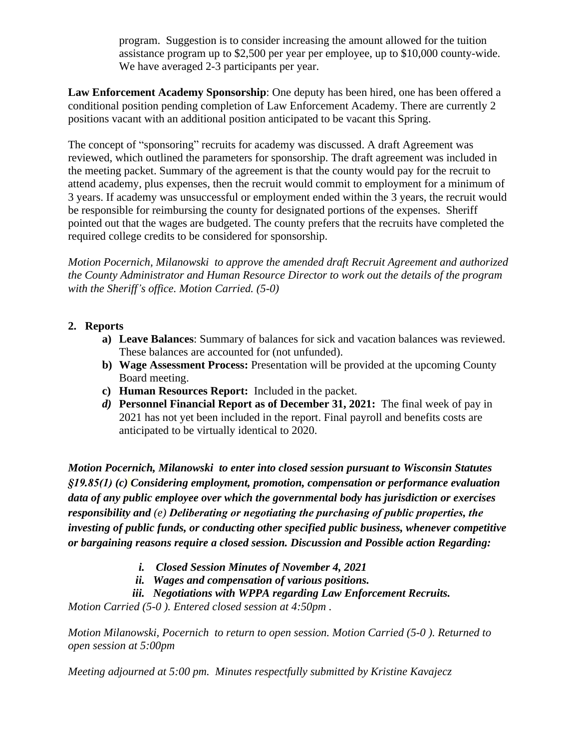program. Suggestion is to consider increasing the amount allowed for the tuition assistance program up to $2,500 per year per employee, up to $10,000 county-wide. We have averaged 2-3 participants per year.

**Law Enforcement Academy Sponsorship**: One deputy has been hired, one has been offered a conditional position pending completion of Law Enforcement Academy. There are currently 2 positions vacant with an additional position anticipated to be vacant this Spring.

The concept of "sponsoring" recruits for academy was discussed. A draft Agreement was reviewed, which outlined the parameters for sponsorship. The draft agreement was included in the meeting packet. Summary of the agreement is that the county would pay for the recruit to attend academy, plus expenses, then the recruit would commit to employment for a minimum of 3 years. If academy was unsuccessful or employment ended within the 3 years, the recruit would be responsible for reimbursing the county for designated portions of the expenses. Sheriff pointed out that the wages are budgeted. The county prefers that the recruits have completed the required college credits to be considered for sponsorship.

*Motion Pocernich, Milanowski to approve the amended draft Recruit Agreement and authorized the County Administrator and Human Resource Director to work out the details of the program with the Sheriff's office. Motion Carried. (5-0)*

**2. Reports**

- **a) Leave Balances**: Summary of balances for sick and vacation balances was reviewed. These balances are accounted for (not unfunded).
- **b) Wage Assessment Process:** Presentation will be provided at the upcoming County Board meeting.
- **c) Human Resources Report:** Included in the packet.
- ***d)*** **Personnel Financial Report as of December 31, 2021:** The final week of pay in 2021 has not yet been included in the report. Final payroll and benefits costs are anticipated to be virtually identical to 2020.

***Motion Pocernich, Milanowski to enter into closed session pursuant to Wisconsin Statutes §19.85(1) (c) Considering employment, promotion, compensation or performance evaluation data of any public employee over which the governmental body has jurisdiction or exercises responsibility and*** *(e)* ***Deliberating or negotiating the purchasing of public properties, the investing of public funds, or conducting other specified public business, whenever competitive or bargaining reasons require a closed session. Discussion and Possible action Regarding:***

- ***i. Closed Session Minutes of November 4, 2021***
- ***ii. Wages and compensation of various positions.***
- ***iii. Negotiations with WPPA regarding Law Enforcement Recruits.***

*Motion Carried (5-0 ). Entered closed session at 4:50pm .*

*Motion Milanowski, Pocernich to return to open session. Motion Carried (5-0 ). Returned to open session at 5:00pm*

*Meeting adjourned at 5:00 pm. Minutes respectfully submitted by Kristine Kavajecz*